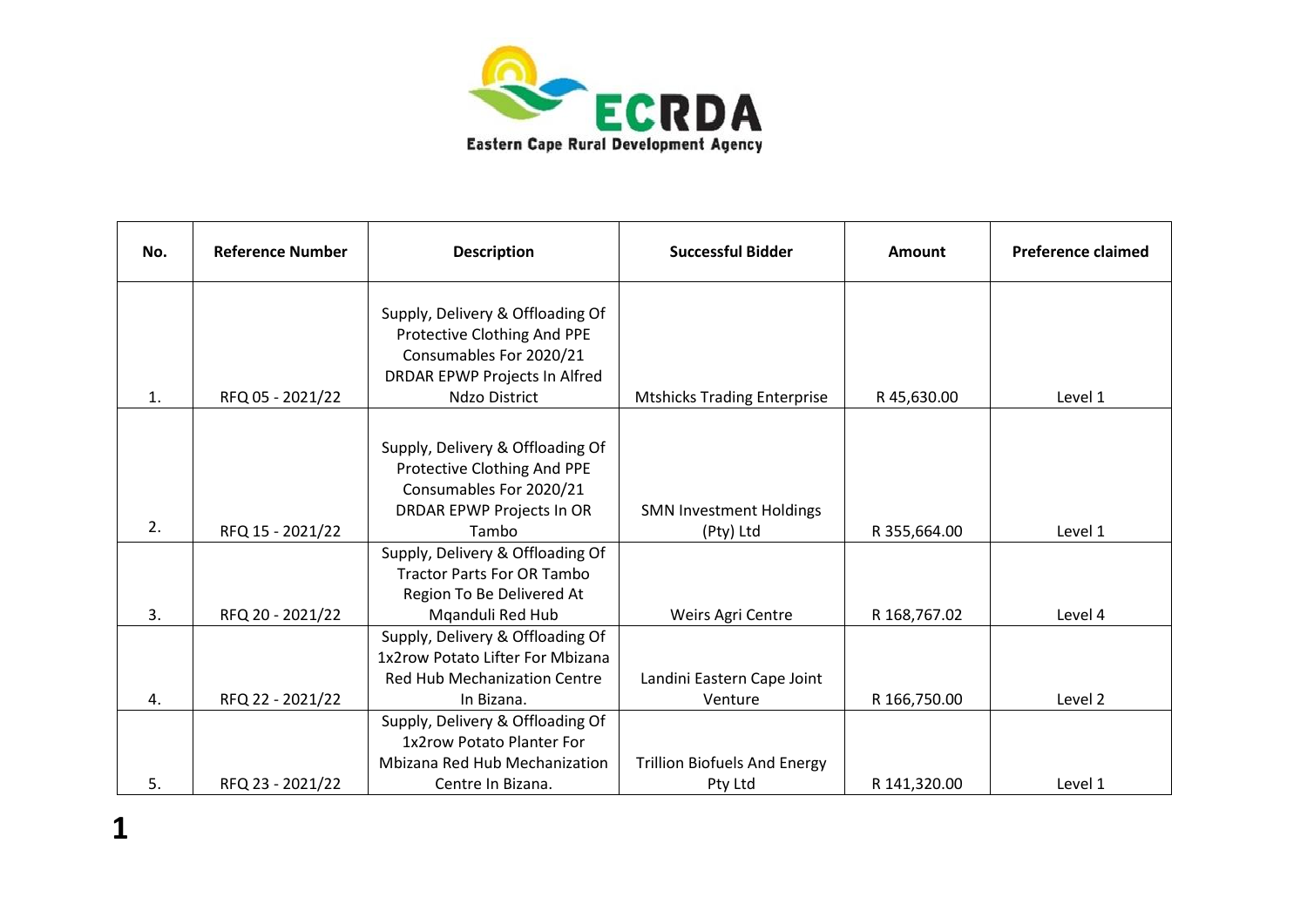**Eastern Cape Rural Development Agency**

| No. | Reference Number | Description | Successful Bidder | Amount | Preference claimed |
|---|---|---|---|---|---|
| 1. | RFQ 05 - 2021/22 | Supply, Delivery & Offloading Of Protective Clothing And PPE Consumables For 2020/21 DRDAR EPWP Projects In Alfred Ndzo District | Mtshicks Trading Enterprise | R 45,630.00 | Level 1 |
| 2. | RFQ 15 - 2021/22 | Supply, Delivery & Offloading Of Protective Clothing And PPE Consumables For 2020/21 DRDAR EPWP Projects In OR Tambo | SMN Investment Holdings (Pty) Ltd | R 355,664.00 | Level 1 |
| 3. | RFQ 20 - 2021/22 | Supply, Delivery & Offloading Of Tractor Parts For OR Tambo Region To Be Delivered At Mqanduli Red Hub | Weirs Agri Centre | R 168,767.02 | Level 4 |
| 4. | RFQ 22 - 2021/22 | Supply, Delivery & Offloading Of 1x2row Potato Lifter For Mbizana Red Hub Mechanization Centre In Bizana. | Landini Eastern Cape Joint Venture | R 166,750.00 | Level 2 |
| 5. | RFQ 23 - 2021/22 | Supply, Delivery & Offloading Of 1x2row Potato Planter For Mbizana Red Hub Mechanization Centre In Bizana. | Trillion Biofuels And Energy Pty Ltd | R 141,320.00 | Level 1 |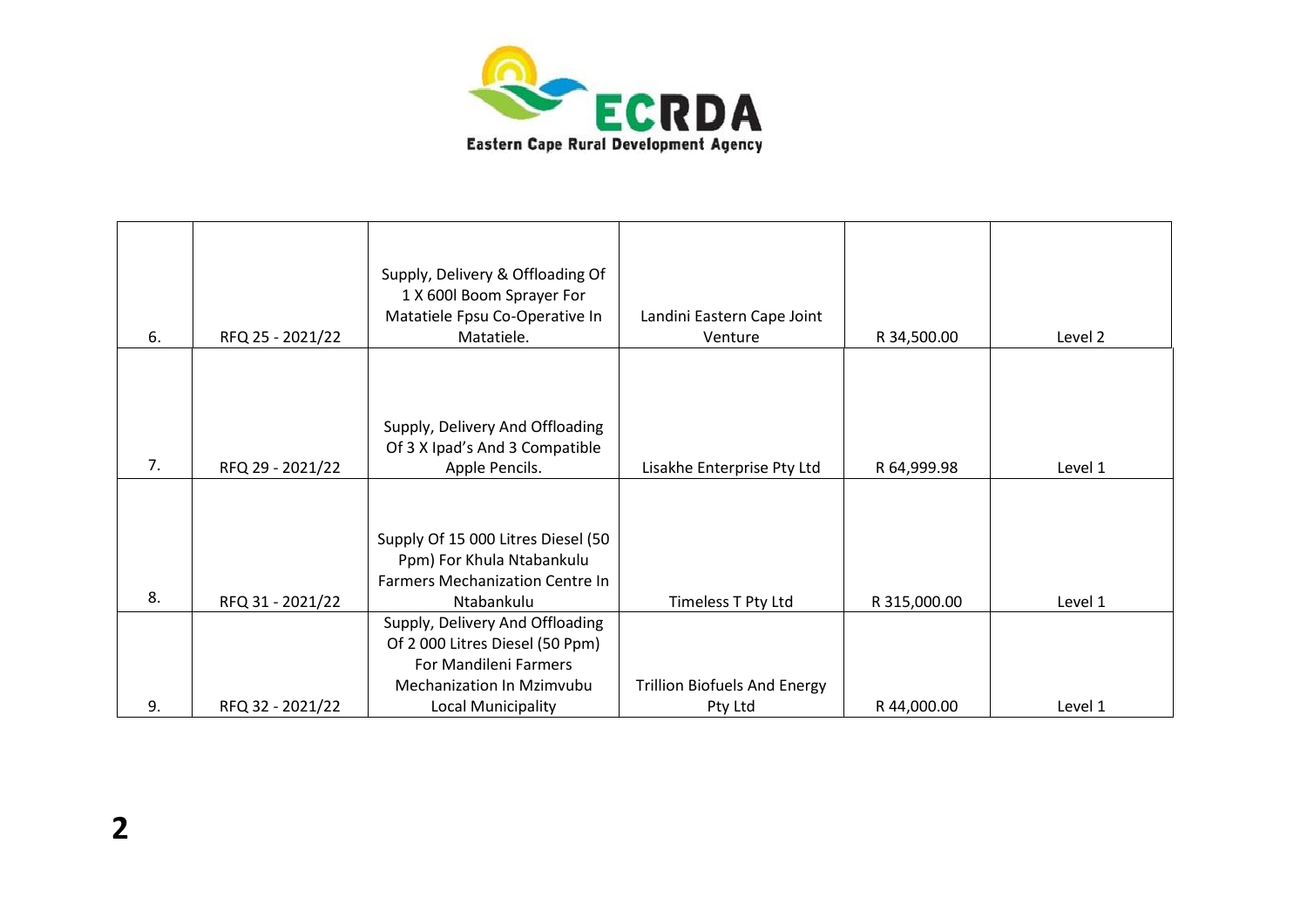| | | | | | |
|---|---|---|---|---|---|
| 6. | RFQ 25 - 2021/22 | Supply, Delivery & Offloading Of 1 X 600l Boom Sprayer For Matatiele Fpsu Co-Operative In Matatiele. | Landini Eastern Cape Joint Venture | R 34,500.00 | Level 2 |
| 7. | RFQ 29 - 2021/22 | Supply, Delivery And Offloading Of 3 X Ipad's And 3 Compatible Apple Pencils. | Lisakhe Enterprise Pty Ltd | R 64,999.98 | Level 1 |
| 8. | RFQ 31 - 2021/22 | Supply Of 15 000 Litres Diesel (50 Ppm) For Khula Ntabankulu Farmers Mechanization Centre In Ntabankulu | Timeless T Pty Ltd | R 315,000.00 | Level 1 |
| 9. | RFQ 32 - 2021/22 | Supply, Delivery And Offloading Of 2 000 Litres Diesel (50 Ppm) For Mandileni Farmers Mechanization In Mzimvubu Local Municipality | Trillion Biofuels And Energy Pty Ltd | R 44,000.00 | Level 1 |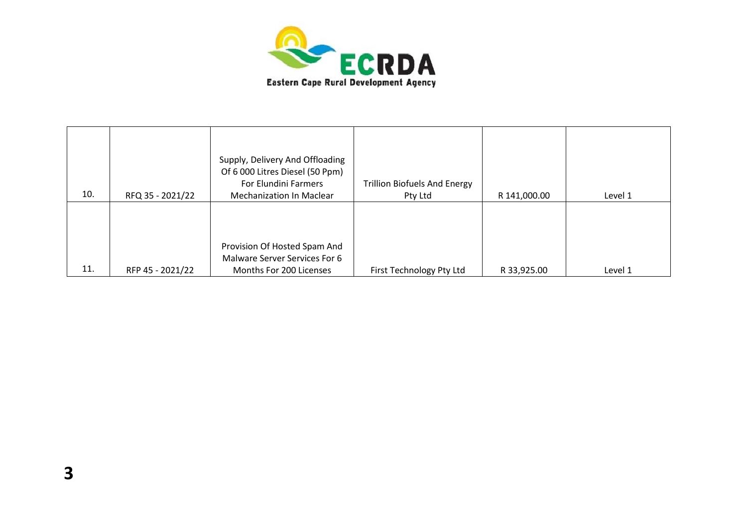| | | | | | |
|---|---|---|---|---|---|
| 10. | RFQ 35 - 2021/22 | Supply, Delivery And Offloading Of 6 000 Litres Diesel (50 Ppm) For Elundini Farmers Mechanization In Maclear | Trillion Biofuels And Energy Pty Ltd | R 141,000.00 | Level 1 |
| 11. | RFP 45 - 2021/22 | Provision Of Hosted Spam And Malware Server Services For 6 Months For 200 Licenses | First Technology Pty Ltd | R 33,925.00 | Level 1 |